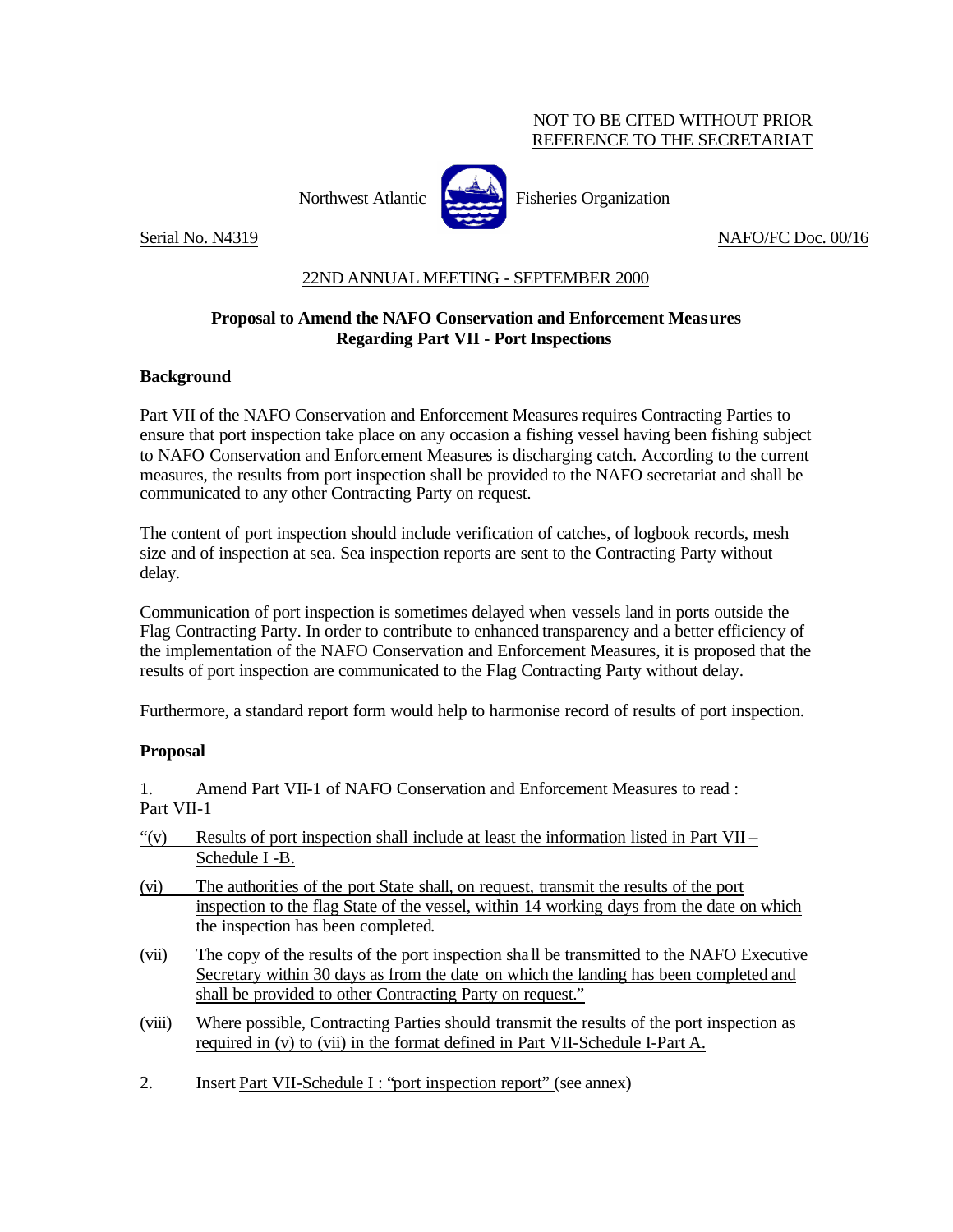NOT TO BE CITED WITHOUT PRIOR
REFERENCE TO THE SECRETARIAT

Northwest Atlantic Fisheries Organization

Serial No. N4319 NAFO/FC Doc. 00/16

22ND ANNUAL MEETING - SEPTEMBER 2000

**Proposal to Amend the NAFO Conservation and Enforcement Measures Regarding Part VII - Port Inspections**

**Background**

Part VII of the NAFO Conservation and Enforcement Measures requires Contracting Parties to ensure that port inspection take place on any occasion a fishing vessel having been fishing subject to NAFO Conservation and Enforcement Measures is discharging catch. According to the current measures, the results from port inspection shall be provided to the NAFO secretariat and shall be communicated to any other Contracting Party on request.

The content of port inspection should include verification of catches, of logbook records, mesh size and of inspection at sea. Sea inspection reports are sent to the Contracting Party without delay.

Communication of port inspection is sometimes delayed when vessels land in ports outside the Flag Contracting Party. In order to contribute to enhanced transparency and a better efficiency of the implementation of the NAFO Conservation and Enforcement Measures, it is proposed that the results of port inspection are communicated to the Flag Contracting Party without delay.

Furthermore, a standard report form would help to harmonise record of results of port inspection.

**Proposal**

1. Amend Part VII-1 of NAFO Conservation and Enforcement Measures to read :
Part VII-1

"(v) Results of port inspection shall include at least the information listed in Part VII – Schedule I -B.

(vi) The authorities of the port State shall, on request, transmit the results of the port inspection to the flag State of the vessel, within 14 working days from the date on which the inspection has been completed.

(vii) The copy of the results of the port inspection shall be transmitted to the NAFO Executive Secretary within 30 days as from the date on which the landing has been completed and shall be provided to other Contracting Party on request."

(viii) Where possible, Contracting Parties should transmit the results of the port inspection as required in (v) to (vii) in the format defined in Part VII-Schedule I-Part A.

2. Insert Part VII-Schedule I : "port inspection report" (see annex)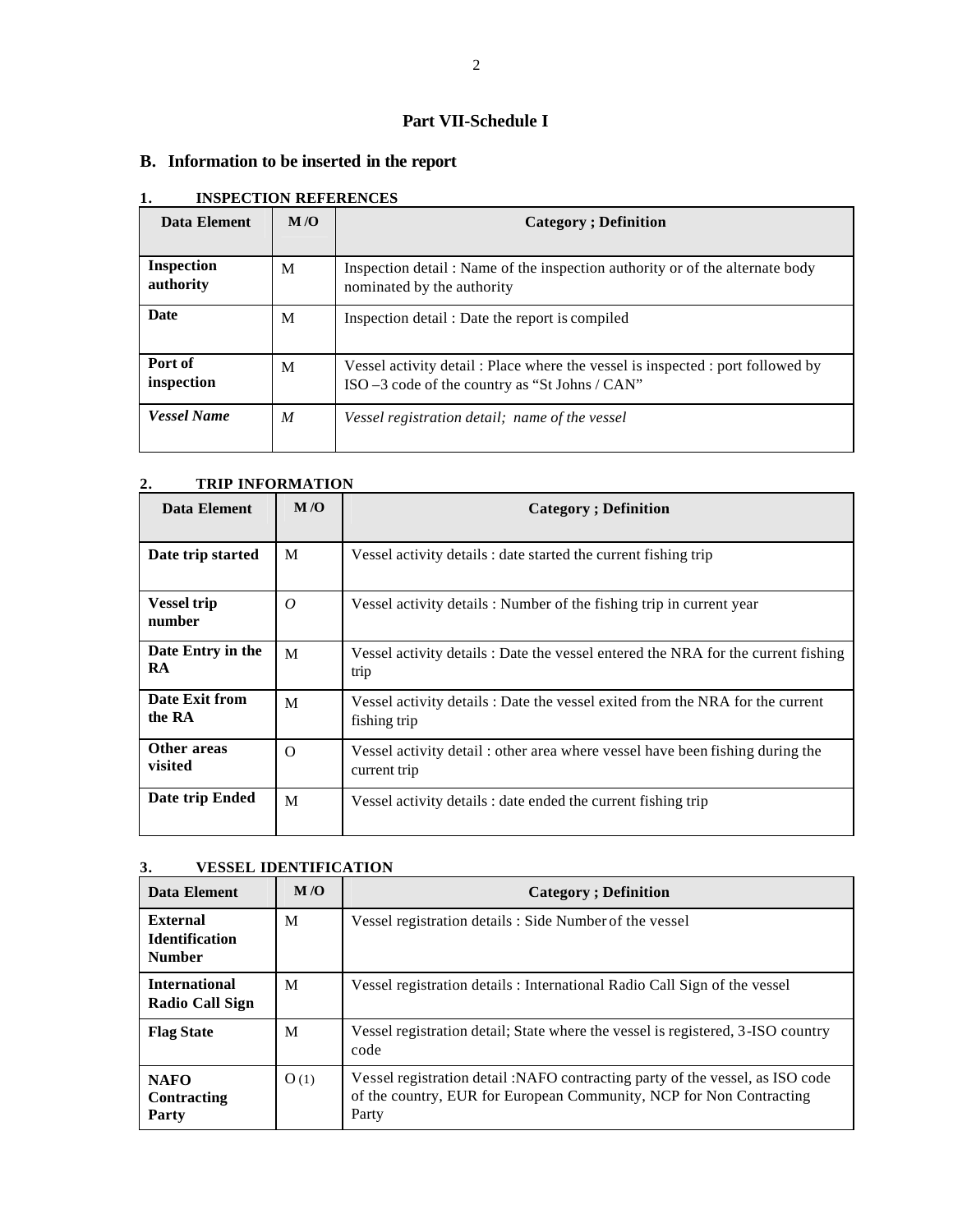## Part VII-Schedule I

### B. Information to be inserted in the report

**1. INSPECTION REFERENCES**

| Data Element | M /O | Category ; Definition |
|---|---|---|
| **Inspection authority** | M | Inspection detail : Name of the inspection authority or of the alternate body nominated by the authority |
| **Date** | M | Inspection detail : Date the report is compiled |
| **Port of inspection** | M | Vessel activity detail : Place where the vessel is inspected : port followed by ISO –3 code of the country as "St Johns / CAN" |
| ***Vessel Name*** | *M* | *Vessel registration detail; name of the vessel* |

**2. TRIP INFORMATION**

| Data Element | M /O | Category ; Definition |
|---|---|---|
| **Date trip started** | M | Vessel activity details : date started the current fishing trip |
| **Vessel trip number** | *O* | Vessel activity details : Number of the fishing trip in current year |
| **Date Entry in the RA** | M | Vessel activity details : Date the vessel entered the NRA for the current fishing trip |
| **Date Exit from the RA** | M | Vessel activity details : Date the vessel exited from the NRA for the current fishing trip |
| **Other areas visited** | O | Vessel activity detail : other area where vessel have been fishing during the current trip |
| **Date trip Ended** | M | Vessel activity details : date ended the current fishing trip |

**3. VESSEL IDENTIFICATION**

| Data Element | M /O | Category ; Definition |
|---|---|---|
| **External Identification Number** | M | Vessel registration details : Side Number of the vessel |
| **International Radio Call Sign** | M | Vessel registration details : International Radio Call Sign of the vessel |
| **Flag State** | M | Vessel registration detail; State where the vessel is registered, 3-ISO country code |
| **NAFO Contracting Party** | O (1) | Vessel registration detail :NAFO contracting party of the vessel, as ISO code of the country, EUR for European Community, NCP for Non Contracting Party |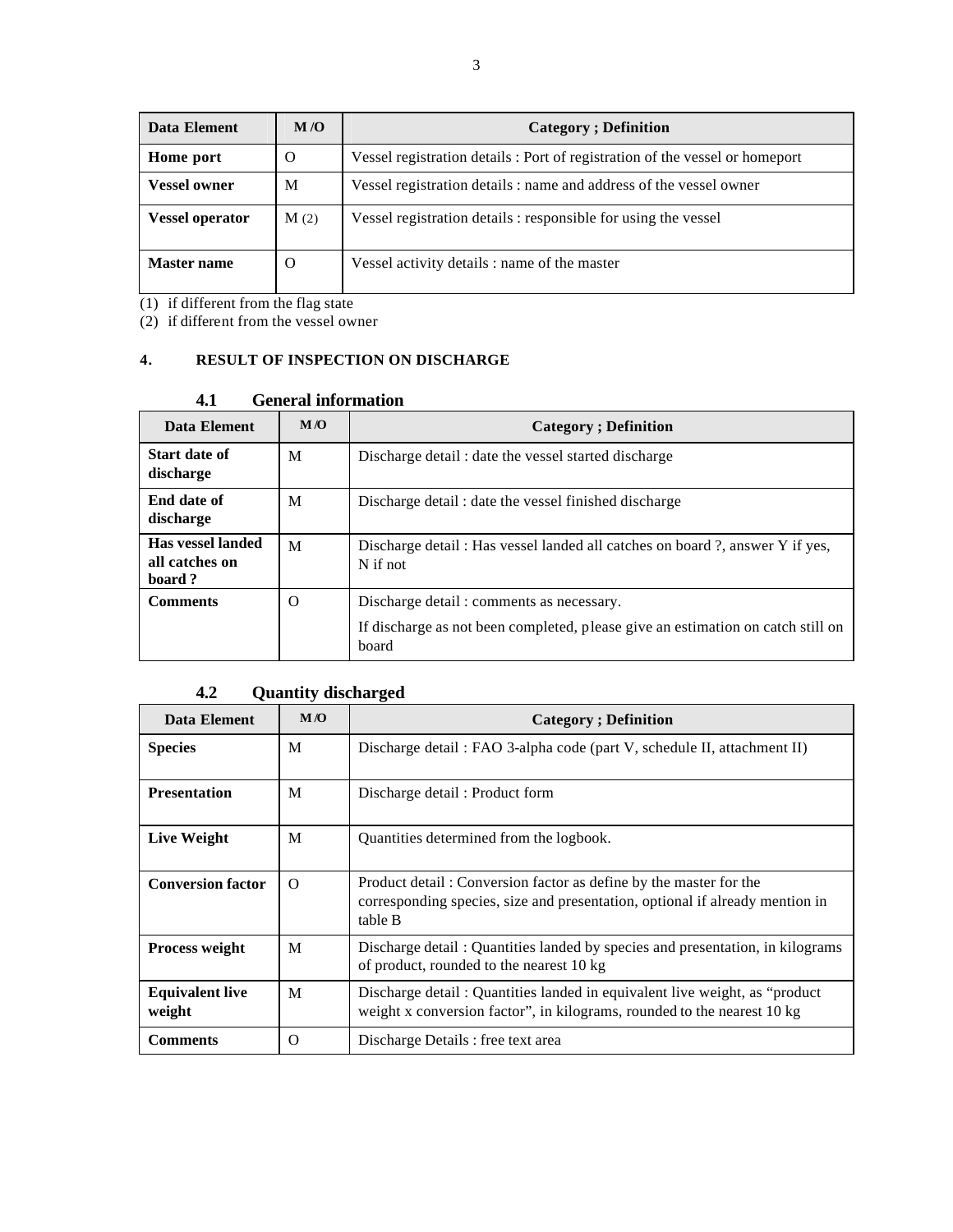| Data Element | M /O | Category ; Definition |
|---|---|---|
| **Home port** | O | Vessel registration details : Port of registration of the vessel or homeport |
| **Vessel owner** | M | Vessel registration details : name and address of the vessel owner |
| **Vessel operator** | M (2) | Vessel registration details : responsible for using the vessel |
| **Master name** | O | Vessel activity details : name of the master |

(1) if different from the flag state
(2) if different from the vessel owner

## 4. RESULT OF INSPECTION ON DISCHARGE

### 4.1 General information

| Data Element | M /O | Category ; Definition |
|---|---|---|
| **Start date of discharge** | M | Discharge detail : date the vessel started discharge |
| **End date of discharge** | M | Discharge detail : date the vessel finished discharge |
| **Has vessel landed all catches on board ?** | M | Discharge detail : Has vessel landed all catches on board ?, answer Y if yes, N if not |
| **Comments** | O | Discharge detail : comments as necessary. If discharge as not been completed, please give an estimation on catch still on board |

### 4.2 Quantity discharged

| Data Element | M /O | Category ; Definition |
|---|---|---|
| **Species** | M | Discharge detail : FAO 3-alpha code (part V, schedule II, attachment II) |
| **Presentation** | M | Discharge detail : Product form |
| **Live Weight** | M | Quantities determined from the logbook. |
| **Conversion factor** | O | Product detail : Conversion factor as define by the master for the corresponding species, size and presentation, optional if already mention in table B |
| **Process weight** | M | Discharge detail : Quantities landed by species and presentation, in kilograms of product, rounded to the nearest 10 kg |
| **Equivalent live weight** | M | Discharge detail : Quantities landed in equivalent live weight, as "product weight x conversion factor", in kilograms, rounded to the nearest 10 kg |
| **Comments** | O | Discharge Details : free text area |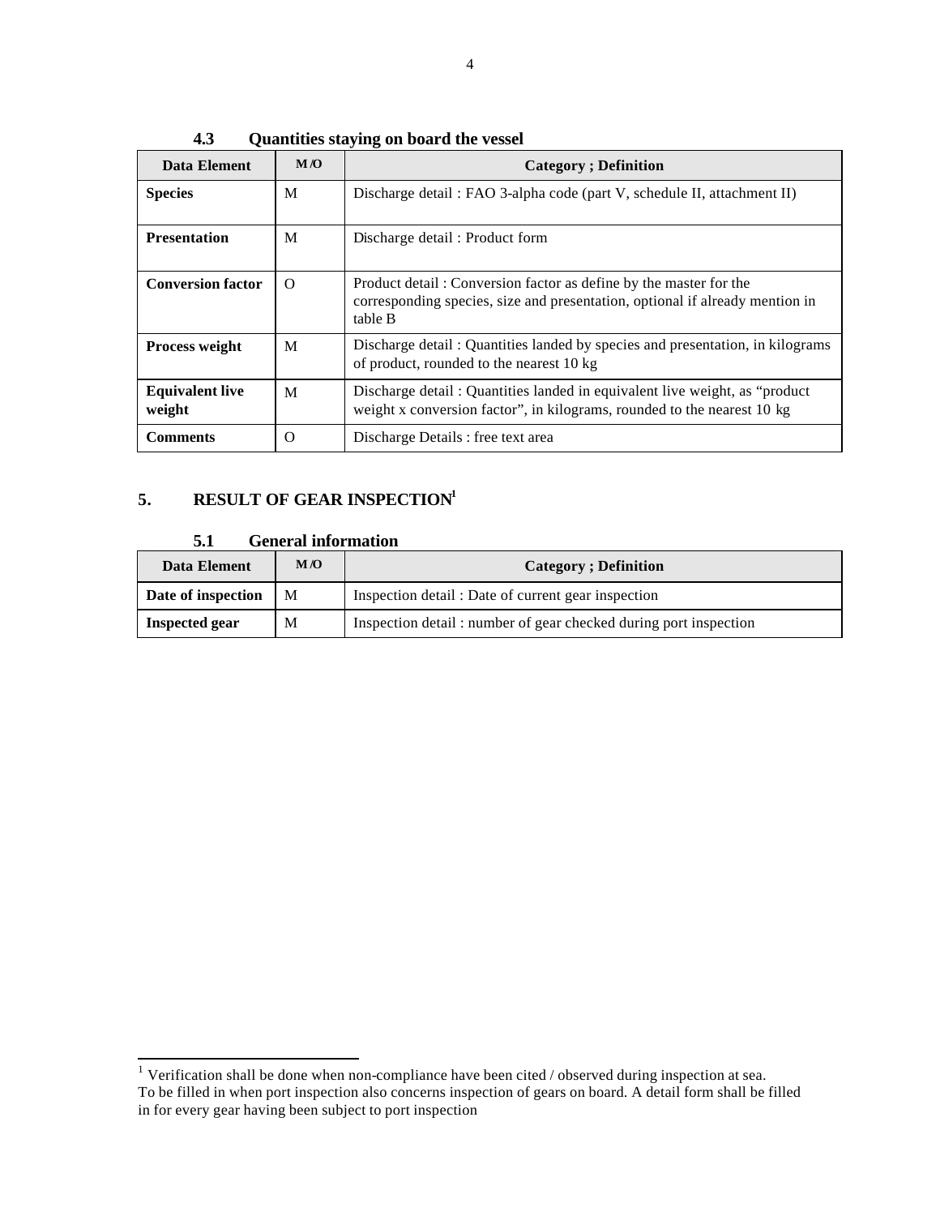### 4.3 Quantities staying on board the vessel

| Data Element | M/O | Category ; Definition |
|---|---|---|
| **Species** | M | Discharge detail : FAO 3-alpha code (part V, schedule II, attachment II) |
| **Presentation** | M | Discharge detail : Product form |
| **Conversion factor** | O | Product detail : Conversion factor as define by the master for the corresponding species, size and presentation, optional if already mention in table B |
| **Process weight** | M | Discharge detail : Quantities landed by species and presentation, in kilograms of product, rounded to the nearest 10 kg |
| **Equivalent live weight** | M | Discharge detail : Quantities landed in equivalent live weight, as "product weight x conversion factor", in kilograms, rounded to the nearest 10 kg |
| **Comments** | O | Discharge Details : free text area |

## 5. RESULT OF GEAR INSPECTION[1]

### 5.1 General information

| Data Element | M/O | Category ; Definition |
|---|---|---|
| **Date of inspection** | M | Inspection detail : Date of current gear inspection |
| **Inspected gear** | M | Inspection detail : number of gear checked during port inspection |

---

[1] Verification shall be done when non-compliance have been cited / observed during inspection at sea.
To be filled in when port inspection also concerns inspection of gears on board. A detail form shall be filled in for every gear having been subject to port inspection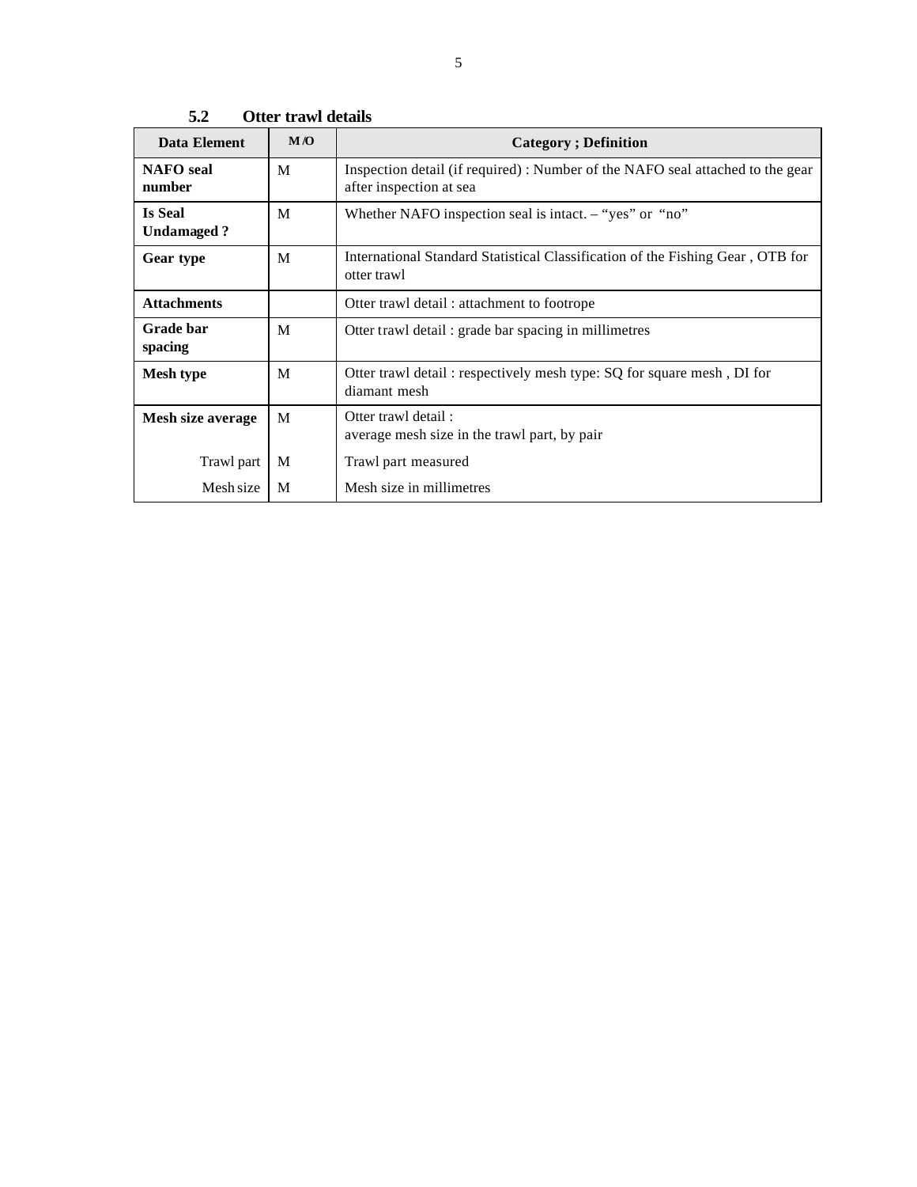### 5.2 Otter trawl details

| Data Element | M/O | Category ; Definition |
| --- | --- | --- |
| **NAFO seal number** | M | Inspection detail (if required) : Number of the NAFO seal attached to the gear after inspection at sea |
| **Is Seal Undamaged ?** | M | Whether NAFO inspection seal is intact. – “yes” or “no” |
| **Gear type** | M | International Standard Statistical Classification of the Fishing Gear , OTB for otter trawl |
| **Attachments** | | Otter trawl detail : attachment to footrope |
| **Grade bar spacing** | M | Otter trawl detail : grade bar spacing in millimetres |
| **Mesh type** | M | Otter trawl detail : respectively mesh type: SQ for square mesh , DI for diamant mesh |
| **Mesh size average** | M | Otter trawl detail : average mesh size in the trawl part, by pair |
| Trawl part | M | Trawl part measured |
| Mesh size | M | Mesh size in millimetres |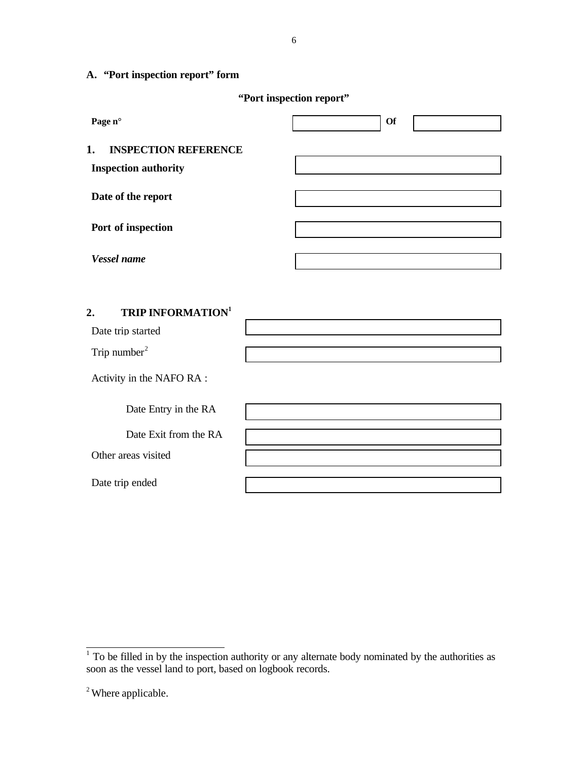## A. "Port inspection report" form

**"Port inspection report"**

| **Page n°** | | **Of** | |
|---|---|---|---|

### 1. INSPECTION REFERENCE

| | |
|---|---|
| **Inspection authority** | |
| **Date of the report** | |
| **Port of inspection** | |
| ***Vessel name*** | |

### 2. TRIP INFORMATION[1]

| | |
|---|---|
| Date trip started | |
| Trip number[2] | |

Activity in the NAFO RA :

| | |
|---|---|
| Date Entry in the RA | |
| Date Exit from the RA | |
| Other areas visited | |
| Date trip ended | |

---

[1] To be filled in by the inspection authority or any alternate body nominated by the authorities as soon as the vessel land to port, based on logbook records.

[2] Where applicable.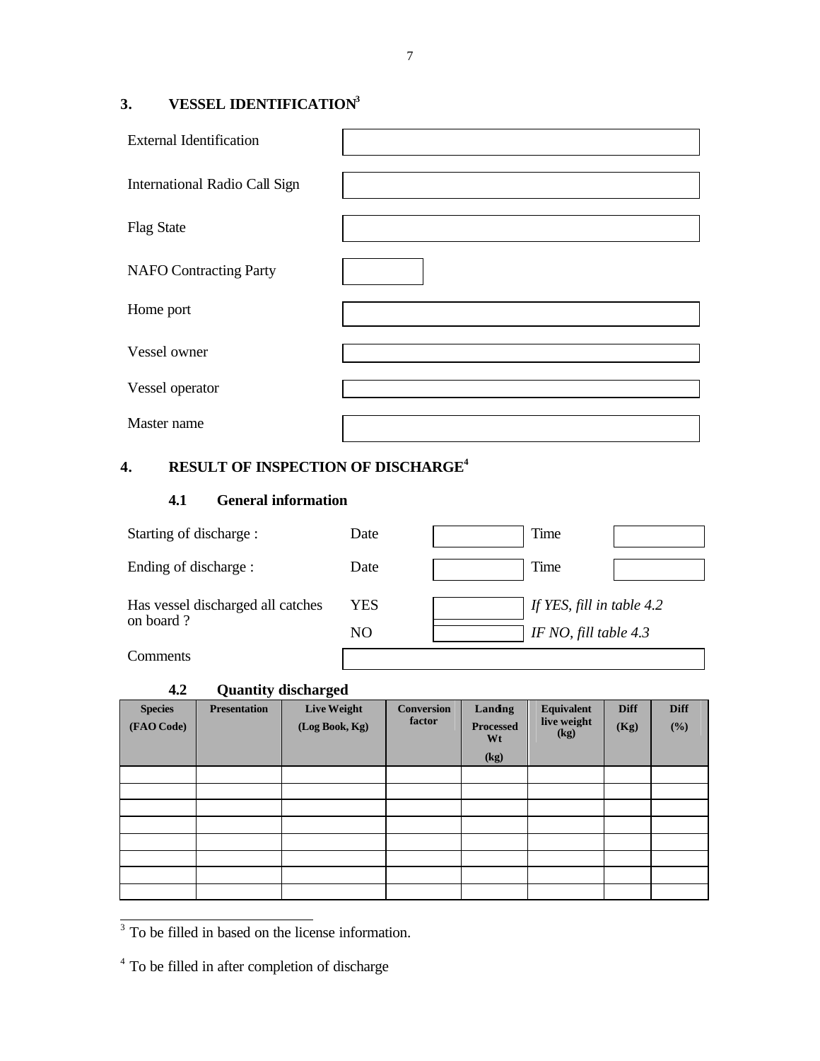## 3. VESSEL IDENTIFICATION[3]

| | |
|---|---|
| External Identification | |
| International Radio Call Sign | |
| Flag State | |
| NAFO Contracting Party | |
| Home port | |
| Vessel owner | |
| Vessel operator | |
| Master name | |

## 4. RESULT OF INSPECTION OF DISCHARGE[4]

### 4.1 General information

| | | | | |
|---|---|---|---|---|
| Starting of discharge : | Date | | Time | |
| Ending of discharge : | Date | | Time | |
| Has vessel discharged all catches on board ? | YES | | *If YES, fill in table 4.2* | |
| | NO | | *IF NO, fill table 4.3* | |
| Comments | | | | |

### 4.2 Quantity discharged

| Species (FAO Code) | Presentation | Live Weight (Log Book, Kg) | Conversion factor | Landing Processed Wt (kg) | Equivalent live weight (kg) | Diff (Kg) | Diff (%) |
|---|---|---|---|---|---|---|---|
| | | | | | | | |
| | | | | | | | |
| | | | | | | | |
| | | | | | | | |
| | | | | | | | |
| | | | | | | | |
| | | | | | | | |
| | | | | | | | |

[3] To be filled in based on the license information.

[4] To be filled in after completion of discharge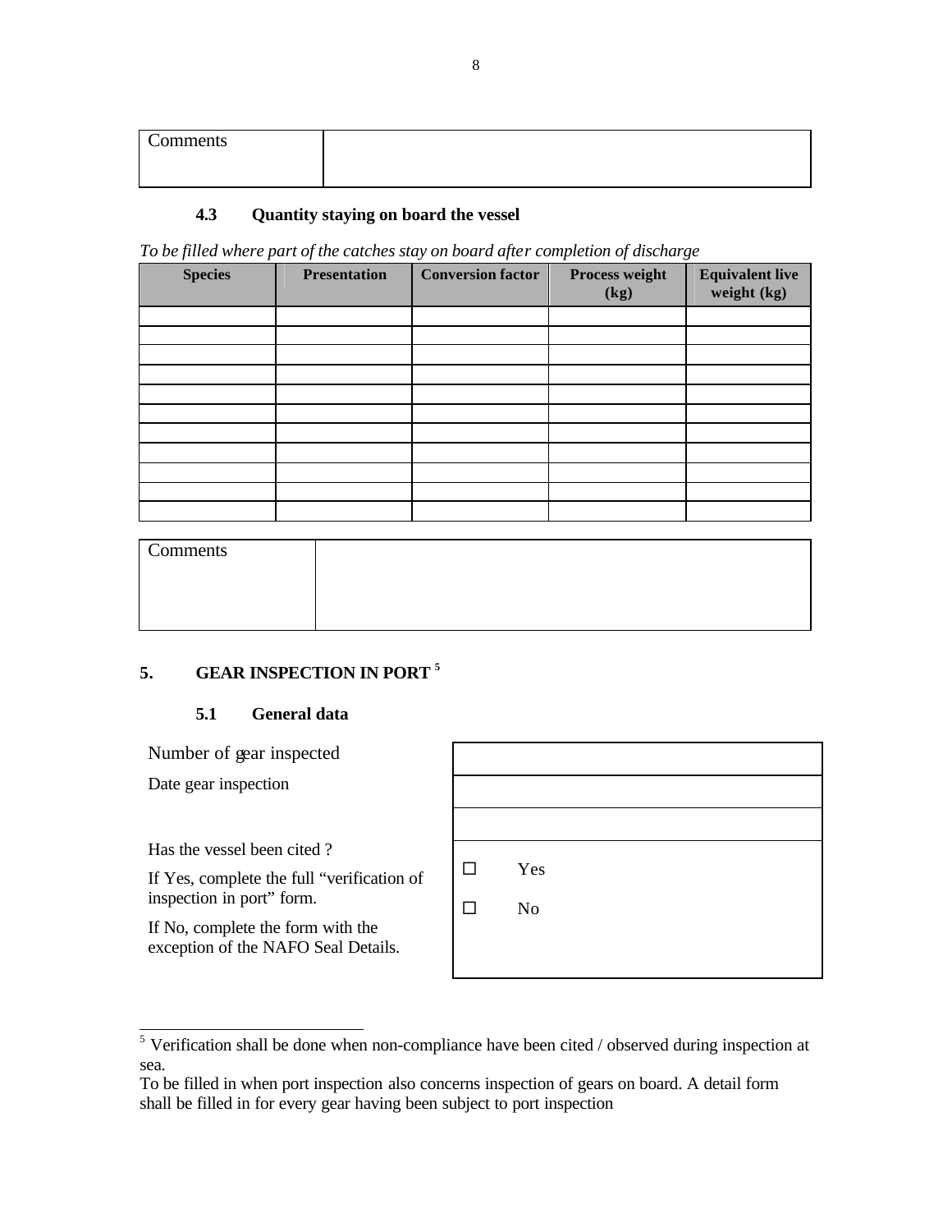| Comments | |
|---|---|

### 4.3 Quantity staying on board the vessel

*To be filled where part of the catches stay on board after completion of discharge*

| Species | Presentation | Conversion factor | Process weight (kg) | Equivalent live weight (kg) |
|---|---|---|---|---|
| | | | | |
| | | | | |
| | | | | |
| | | | | |
| | | | | |
| | | | | |
| | | | | |
| | | | | |
| | | | | |
| | | | | |
| | | | | |

| Comments | |
|---|---|

## 5. GEAR INSPECTION IN PORT [5]

### 5.1 General data

| | |
|---|---|
| Number of gear inspected | |
| Date gear inspection | |
| | |
| Has the vessel been cited ?<br>If Yes, complete the full "verification of inspection in port" form.<br>If No, complete the form with the exception of the NAFO Seal Details. | ☐ Yes<br>☐ No |

[5] Verification shall be done when non-compliance have been cited / observed during inspection at sea.

To be filled in when port inspection also concerns inspection of gears on board. A detail form shall be filled in for every gear having been subject to port inspection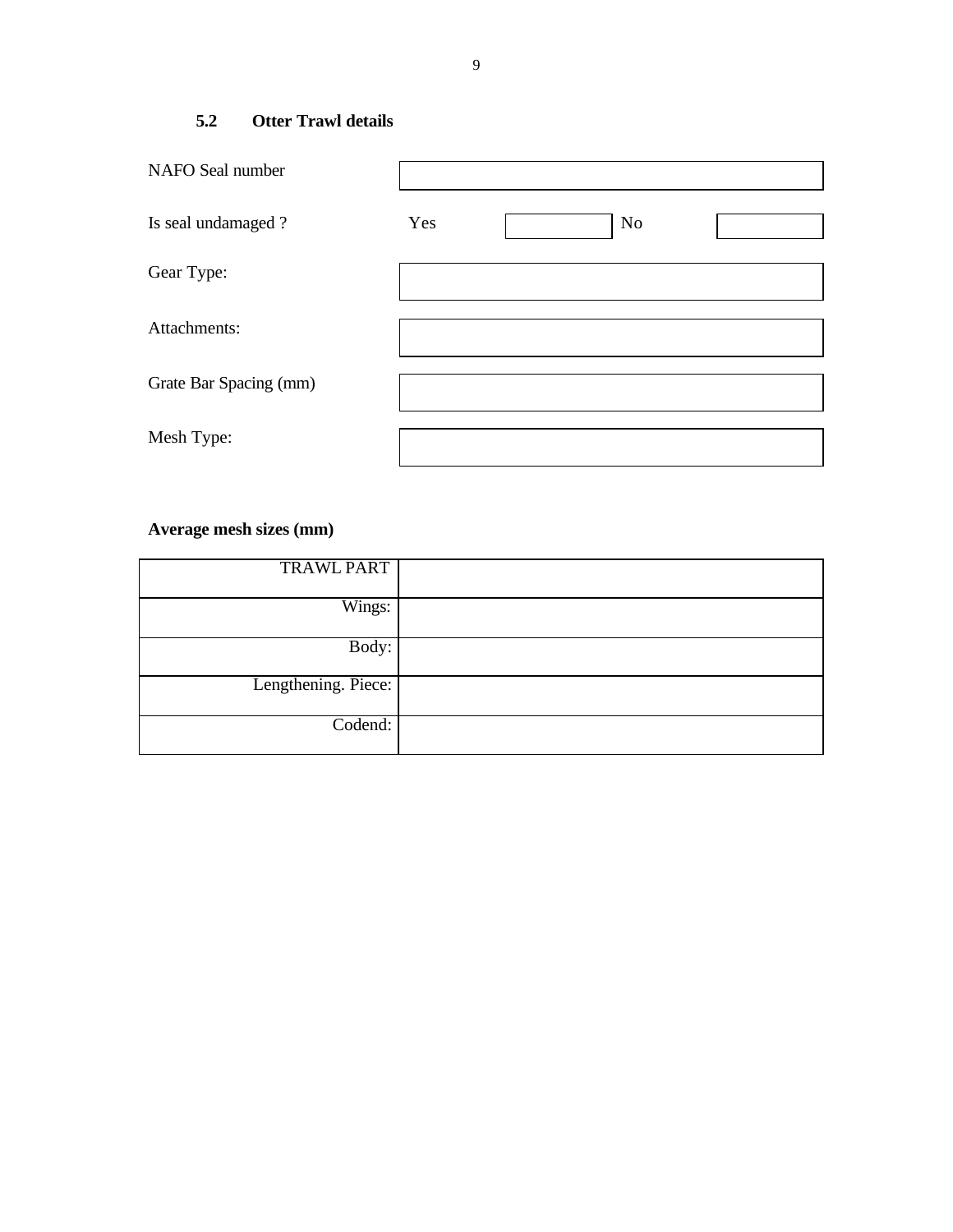### 5.2 Otter Trawl details

| | | | |
|---|---|---|---|
| NAFO Seal number | | | |
| Is seal undamaged ? | Yes | No | |
| Gear Type: | | | |
| Attachments: | | | |
| Grate Bar Spacing (mm) | | | |
| Mesh Type: | | | |

**Average mesh sizes (mm)**

| TRAWL PART | |
|---|---|
| Wings: | |
| Body: | |
| Lengthening. Piece: | |
| Codend: | |